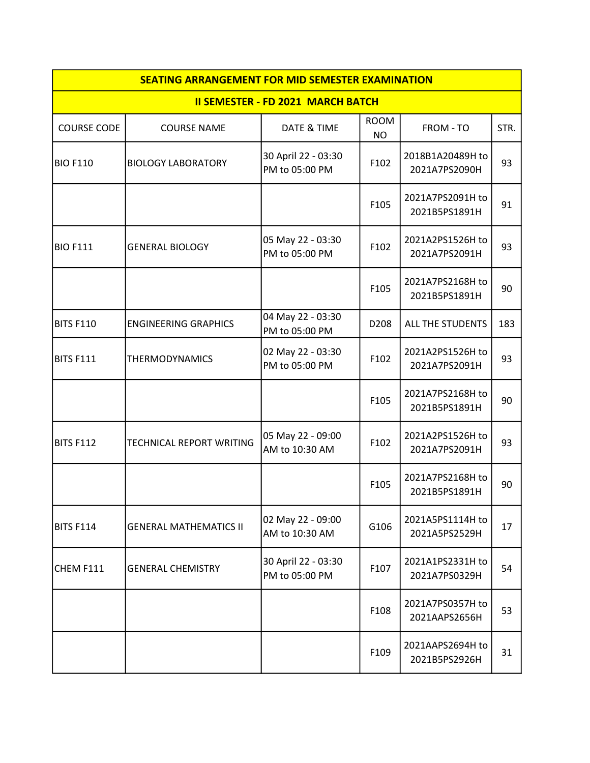| SEATING ARRANGEMENT FOR MID SEMESTER EXAMINATION | | | | | |
|---|---|---|---|---|---|
| II SEMESTER - FD 2021 MARCH BATCH | | | | | |
| COURSE CODE | COURSE NAME | DATE & TIME | ROOM NO | FROM - TO | STR. |
| BIO F110 | BIOLOGY LABORATORY | 30 April 22 - 03:30 PM to 05:00 PM | F102 | 2018B1A20489H to 2021A7PS2090H | 93 |
| | | | F105 | 2021A7PS2091H to 2021B5PS1891H | 91 |
| BIO F111 | GENERAL BIOLOGY | 05 May 22 - 03:30 PM to 05:00 PM | F102 | 2021A2PS1526H to 2021A7PS2091H | 93 |
| | | | F105 | 2021A7PS2168H to 2021B5PS1891H | 90 |
| BITS F110 | ENGINEERING GRAPHICS | 04 May 22 - 03:30 PM to 05:00 PM | D208 | ALL THE STUDENTS | 183 |
| BITS F111 | THERMODYNAMICS | 02 May 22 - 03:30 PM to 05:00 PM | F102 | 2021A2PS1526H to 2021A7PS2091H | 93 |
| | | | F105 | 2021A7PS2168H to 2021B5PS1891H | 90 |
| BITS F112 | TECHNICAL REPORT WRITING | 05 May 22 - 09:00 AM to 10:30 AM | F102 | 2021A2PS1526H to 2021A7PS2091H | 93 |
| | | | F105 | 2021A7PS2168H to 2021B5PS1891H | 90 |
| BITS F114 | GENERAL MATHEMATICS II | 02 May 22 - 09:00 AM to 10:30 AM | G106 | 2021A5PS1114H to 2021A5PS2529H | 17 |
| CHEM F111 | GENERAL CHEMISTRY | 30 April 22 - 03:30 PM to 05:00 PM | F107 | 2021A1PS2331H to 2021A7PS0329H | 54 |
| | | | F108 | 2021A7PS0357H to 2021AAPS2656H | 53 |
| | | | F109 | 2021AAPS2694H to 2021B5PS2926H | 31 |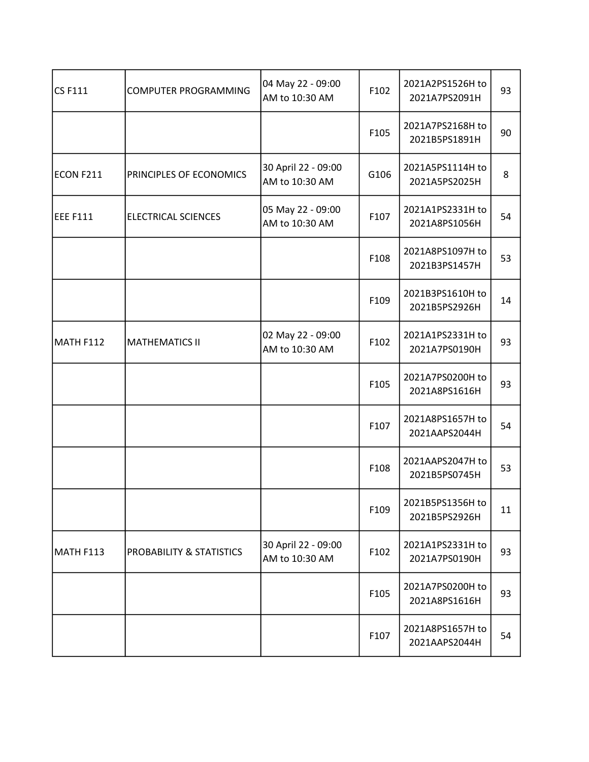| | | | | | |
|---|---|---|---|---|---|
| CS F111 | COMPUTER PROGRAMMING | 04 May 22 - 09:00 AM to 10:30 AM | F102 | 2021A2PS1526H to 2021A7PS2091H | 93 |
| | | | F105 | 2021A7PS2168H to 2021B5PS1891H | 90 |
| ECON F211 | PRINCIPLES OF ECONOMICS | 30 April 22 - 09:00 AM to 10:30 AM | G106 | 2021A5PS1114H to 2021A5PS2025H | 8 |
| EEE F111 | ELECTRICAL SCIENCES | 05 May 22 - 09:00 AM to 10:30 AM | F107 | 2021A1PS2331H to 2021A8PS1056H | 54 |
| | | | F108 | 2021A8PS1097H to 2021B3PS1457H | 53 |
| | | | F109 | 2021B3PS1610H to 2021B5PS2926H | 14 |
| MATH F112 | MATHEMATICS II | 02 May 22 - 09:00 AM to 10:30 AM | F102 | 2021A1PS2331H to 2021A7PS0190H | 93 |
| | | | F105 | 2021A7PS0200H to 2021A8PS1616H | 93 |
| | | | F107 | 2021A8PS1657H to 2021AAPS2044H | 54 |
| | | | F108 | 2021AAPS2047H to 2021B5PS0745H | 53 |
| | | | F109 | 2021B5PS1356H to 2021B5PS2926H | 11 |
| MATH F113 | PROBABILITY & STATISTICS | 30 April 22 - 09:00 AM to 10:30 AM | F102 | 2021A1PS2331H to 2021A7PS0190H | 93 |
| | | | F105 | 2021A7PS0200H to 2021A8PS1616H | 93 |
| | | | F107 | 2021A8PS1657H to 2021AAPS2044H | 54 |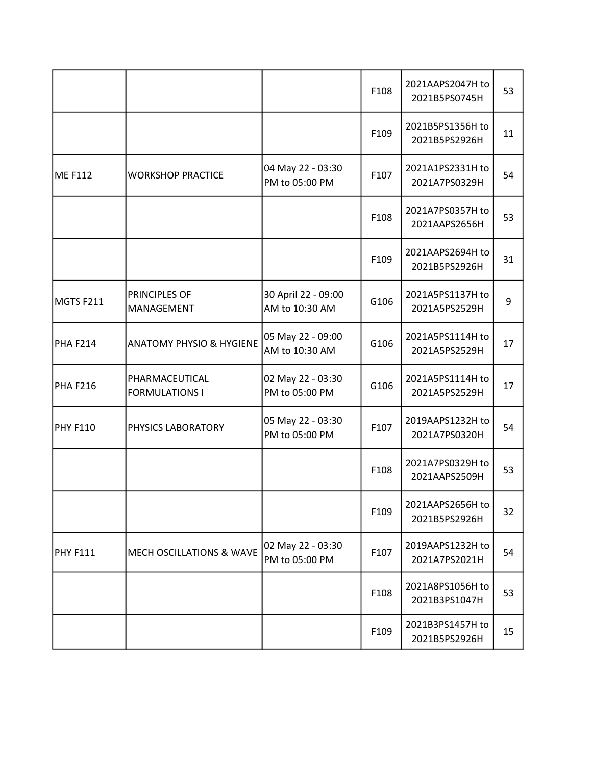| | | | | | |
|---|---|---|---|---|---|
| | | | F108 | 2021AAPS2047H to 2021B5PS0745H | 53 |
| | | | F109 | 2021B5PS1356H to 2021B5PS2926H | 11 |
| ME F112 | WORKSHOP PRACTICE | 04 May 22 - 03:30 PM to 05:00 PM | F107 | 2021A1PS2331H to 2021A7PS0329H | 54 |
| | | | F108 | 2021A7PS0357H to 2021AAPS2656H | 53 |
| | | | F109 | 2021AAPS2694H to 2021B5PS2926H | 31 |
| MGTS F211 | PRINCIPLES OF MANAGEMENT | 30 April 22 - 09:00 AM to 10:30 AM | G106 | 2021A5PS1137H to 2021A5PS2529H | 9 |
| PHA F214 | ANATOMY PHYSIO & HYGIENE | 05 May 22 - 09:00 AM to 10:30 AM | G106 | 2021A5PS1114H to 2021A5PS2529H | 17 |
| PHA F216 | PHARMACEUTICAL FORMULATIONS I | 02 May 22 - 03:30 PM to 05:00 PM | G106 | 2021A5PS1114H to 2021A5PS2529H | 17 |
| PHY F110 | PHYSICS LABORATORY | 05 May 22 - 03:30 PM to 05:00 PM | F107 | 2019AAPS1232H to 2021A7PS0320H | 54 |
| | | | F108 | 2021A7PS0329H to 2021AAPS2509H | 53 |
| | | | F109 | 2021AAPS2656H to 2021B5PS2926H | 32 |
| PHY F111 | MECH OSCILLATIONS & WAVE | 02 May 22 - 03:30 PM to 05:00 PM | F107 | 2019AAPS1232H to 2021A7PS2021H | 54 |
| | | | F108 | 2021A8PS1056H to 2021B3PS1047H | 53 |
| | | | F109 | 2021B3PS1457H to 2021B5PS2926H | 15 |